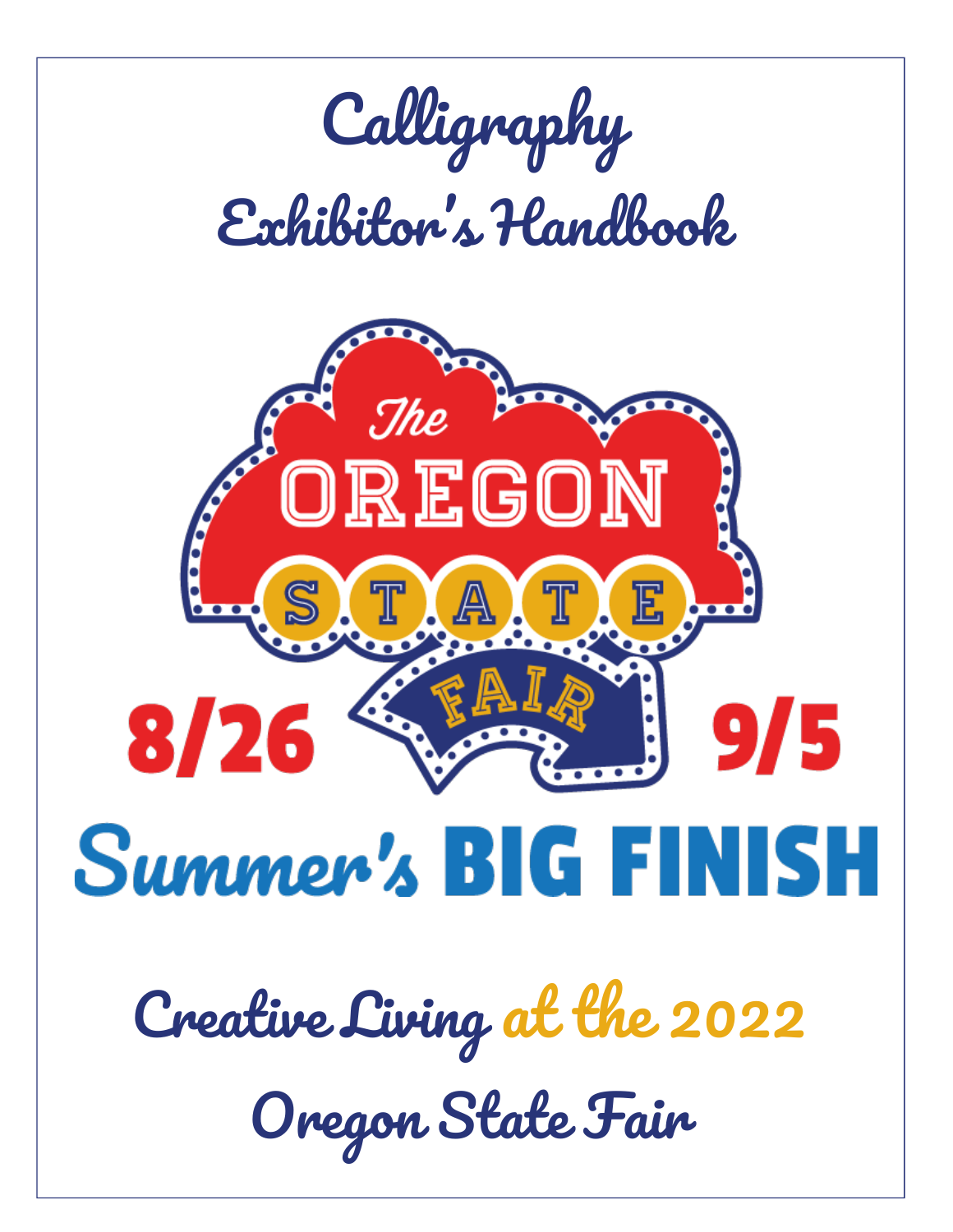# Calligraphy

# Exhibitor's Handbook

The OREGON STATE FAIR

8/26 9/5

Summer's BIG FINISH

## Creative Living at the 2022

## Oregon State Fair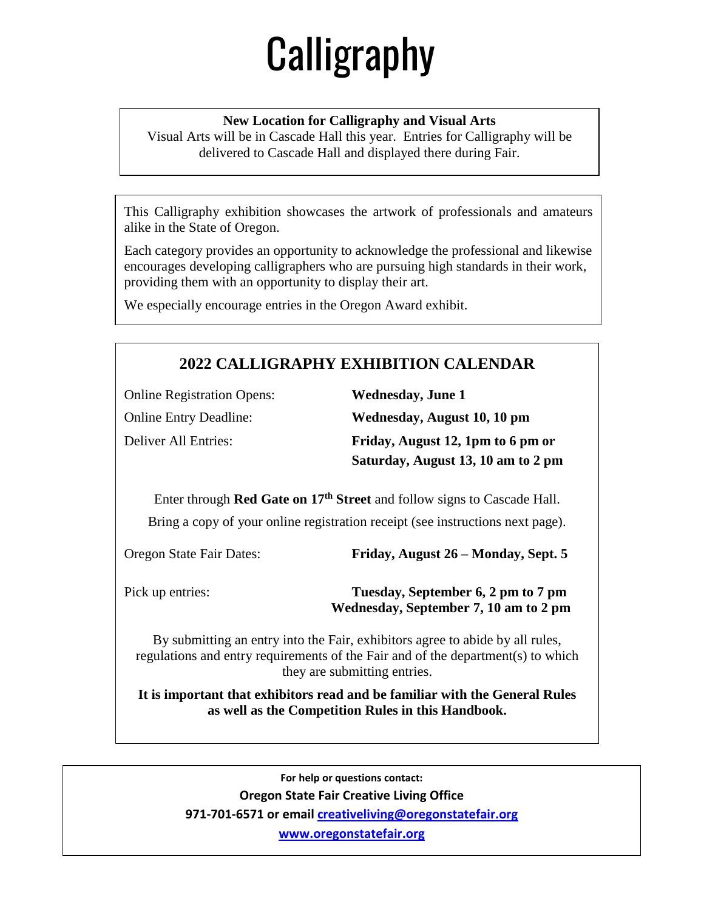# Calligraphy

**New Location for Calligraphy and Visual Arts**

Visual Arts will be in Cascade Hall this year. Entries for Calligraphy will be delivered to Cascade Hall and displayed there during Fair.

This Calligraphy exhibition showcases the artwork of professionals and amateurs alike in the State of Oregon.

Each category provides an opportunity to acknowledge the professional and likewise encourages developing calligraphers who are pursuing high standards in their work, providing them with an opportunity to display their art.

We especially encourage entries in the Oregon Award exhibit.

## 2022 CALLIGRAPHY EXHIBITION CALENDAR

| | |
|---|---|
| Online Registration Opens: | **Wednesday, June 1** |
| Online Entry Deadline: | **Wednesday, August 10, 10 pm** |
| Deliver All Entries: | **Friday, August 12, 1pm to 6 pm or Saturday, August 13, 10 am to 2 pm** |

Enter through **Red Gate on 17th Street** and follow signs to Cascade Hall.

Bring a copy of your online registration receipt (see instructions next page).

| | |
|---|---|
| Oregon State Fair Dates: | **Friday, August 26 – Monday, Sept. 5** |
| Pick up entries: | **Tuesday, September 6, 2 pm to 7 pm Wednesday, September 7, 10 am to 2 pm** |

By submitting an entry into the Fair, exhibitors agree to abide by all rules, regulations and entry requirements of the Fair and of the department(s) to which they are submitting entries.

**It is important that exhibitors read and be familiar with the General Rules as well as the Competition Rules in this Handbook.**

**For help or questions contact:**

**Oregon State Fair Creative Living Office**

**971-701-6571 or email creativeliving@oregonstatefair.org**

**www.oregonstatefair.org**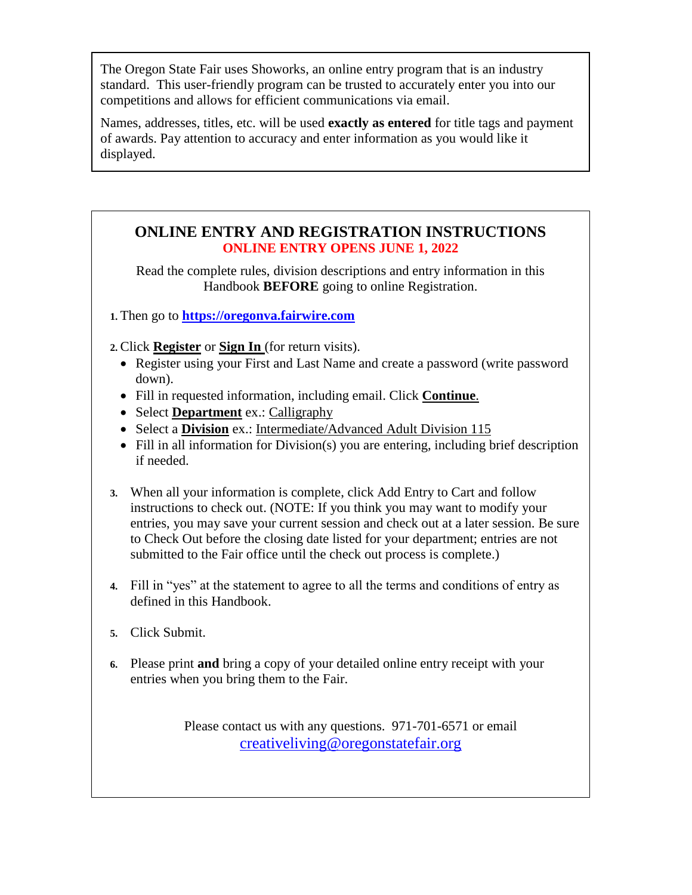The Oregon State Fair uses Showorks, an online entry program that is an industry standard. This user-friendly program can be trusted to accurately enter you into our competitions and allows for efficient communications via email.

Names, addresses, titles, etc. will be used **exactly as entered** for title tags and payment of awards. Pay attention to accuracy and enter information as you would like it displayed.

## ONLINE ENTRY AND REGISTRATION INSTRUCTIONS

**ONLINE ENTRY OPENS JUNE 1, 2022**

Read the complete rules, division descriptions and entry information in this Handbook **BEFORE** going to online Registration.

1. Then go to **https://oregonva.fairwire.com**
2. Click **Register** or **Sign In** (for return visits).
   - Register using your First and Last Name and create a password (write password down).
   - Fill in requested information, including email. Click **Continue**.
   - Select **Department** ex.: Calligraphy
   - Select a **Division** ex.: Intermediate/Advanced Adult Division 115
   - Fill in all information for Division(s) you are entering, including brief description if needed.
3. When all your information is complete, click Add Entry to Cart and follow instructions to check out. (NOTE: If you think you may want to modify your entries, you may save your current session and check out at a later session. Be sure to Check Out before the closing date listed for your department; entries are not submitted to the Fair office until the check out process is complete.)
4. Fill in "yes" at the statement to agree to all the terms and conditions of entry as defined in this Handbook.
5. Click Submit.
6. Please print **and** bring a copy of your detailed online entry receipt with your entries when you bring them to the Fair.

Please contact us with any questions. 971-701-6571 or email creativeliving@oregonstatefair.org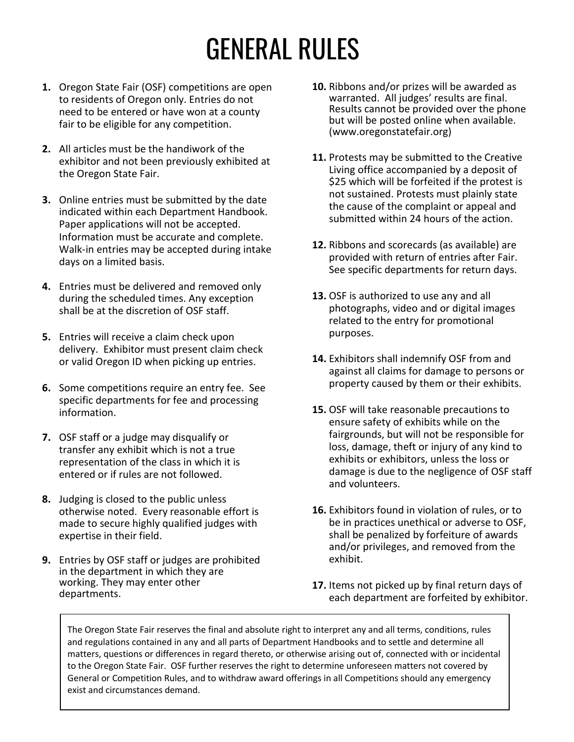# GENERAL RULES

1. Oregon State Fair (OSF) competitions are open to residents of Oregon only. Entries do not need to be entered or have won at a county fair to be eligible for any competition.

2. All articles must be the handiwork of the exhibitor and not been previously exhibited at the Oregon State Fair.

3. Online entries must be submitted by the date indicated within each Department Handbook. Paper applications will not be accepted. Information must be accurate and complete. Walk-in entries may be accepted during intake days on a limited basis.

4. Entries must be delivered and removed only during the scheduled times. Any exception shall be at the discretion of OSF staff.

5. Entries will receive a claim check upon delivery. Exhibitor must present claim check or valid Oregon ID when picking up entries.

6. Some competitions require an entry fee. See specific departments for fee and processing information.

7. OSF staff or a judge may disqualify or transfer any exhibit which is not a true representation of the class in which it is entered or if rules are not followed.

8. Judging is closed to the public unless otherwise noted. Every reasonable effort is made to secure highly qualified judges with expertise in their field.

9. Entries by OSF staff or judges are prohibited in the department in which they are working. They may enter other departments.

10. Ribbons and/or prizes will be awarded as warranted. All judges' results are final. Results cannot be provided over the phone but will be posted online when available. (www.oregonstatefair.org)

11. Protests may be submitted to the Creative Living office accompanied by a deposit of $25 which will be forfeited if the protest is not sustained. Protests must plainly state the cause of the complaint or appeal and submitted within 24 hours of the action.

12. Ribbons and scorecards (as available) are provided with return of entries after Fair. See specific departments for return days.

13. OSF is authorized to use any and all photographs, video and or digital images related to the entry for promotional purposes.

14. Exhibitors shall indemnify OSF from and against all claims for damage to persons or property caused by them or their exhibits.

15. OSF will take reasonable precautions to ensure safety of exhibits while on the fairgrounds, but will not be responsible for loss, damage, theft or injury of any kind to exhibits or exhibitors, unless the loss or damage is due to the negligence of OSF staff and volunteers.

16. Exhibitors found in violation of rules, or to be in practices unethical or adverse to OSF, shall be penalized by forfeiture of awards and/or privileges, and removed from the exhibit.

17. Items not picked up by final return days of each department are forfeited by exhibitor.

The Oregon State Fair reserves the final and absolute right to interpret any and all terms, conditions, rules and regulations contained in any and all parts of Department Handbooks and to settle and determine all matters, questions or differences in regard thereto, or otherwise arising out of, connected with or incidental to the Oregon State Fair. OSF further reserves the right to determine unforeseen matters not covered by General or Competition Rules, and to withdraw award offerings in all Competitions should any emergency exist and circumstances demand.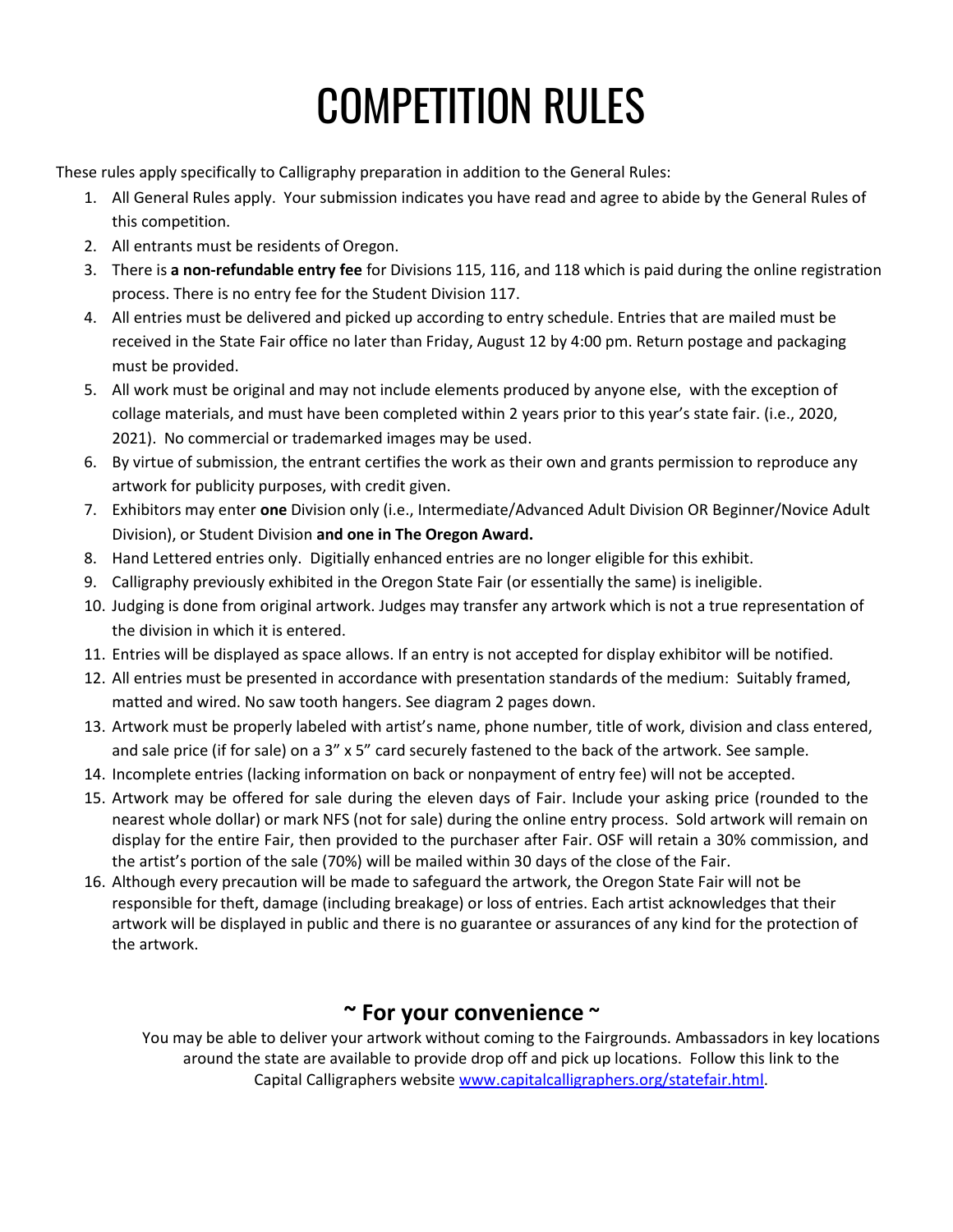# COMPETITION RULES

These rules apply specifically to Calligraphy preparation in addition to the General Rules:

1. All General Rules apply. Your submission indicates you have read and agree to abide by the General Rules of this competition.
2. All entrants must be residents of Oregon.
3. There is **a non-refundable entry fee** for Divisions 115, 116, and 118 which is paid during the online registration process. There is no entry fee for the Student Division 117.
4. All entries must be delivered and picked up according to entry schedule. Entries that are mailed must be received in the State Fair office no later than Friday, August 12 by 4:00 pm. Return postage and packaging must be provided.
5. All work must be original and may not include elements produced by anyone else, with the exception of collage materials, and must have been completed within 2 years prior to this year's state fair. (i.e., 2020, 2021). No commercial or trademarked images may be used.
6. By virtue of submission, the entrant certifies the work as their own and grants permission to reproduce any artwork for publicity purposes, with credit given.
7. Exhibitors may enter **one** Division only (i.e., Intermediate/Advanced Adult Division OR Beginner/Novice Adult Division), or Student Division **and one in The Oregon Award.**
8. Hand Lettered entries only. Digitially enhanced entries are no longer eligible for this exhibit.
9. Calligraphy previously exhibited in the Oregon State Fair (or essentially the same) is ineligible.
10. Judging is done from original artwork. Judges may transfer any artwork which is not a true representation of the division in which it is entered.
11. Entries will be displayed as space allows. If an entry is not accepted for display exhibitor will be notified.
12. All entries must be presented in accordance with presentation standards of the medium: Suitably framed, matted and wired. No saw tooth hangers. See diagram 2 pages down.
13. Artwork must be properly labeled with artist's name, phone number, title of work, division and class entered, and sale price (if for sale) on a 3" x 5" card securely fastened to the back of the artwork. See sample.
14. Incomplete entries (lacking information on back or nonpayment of entry fee) will not be accepted.
15. Artwork may be offered for sale during the eleven days of Fair. Include your asking price (rounded to the nearest whole dollar) or mark NFS (not for sale) during the online entry process. Sold artwork will remain on display for the entire Fair, then provided to the purchaser after Fair. OSF will retain a 30% commission, and the artist's portion of the sale (70%) will be mailed within 30 days of the close of the Fair.
16. Although every precaution will be made to safeguard the artwork, the Oregon State Fair will not be responsible for theft, damage (including breakage) or loss of entries. Each artist acknowledges that their artwork will be displayed in public and there is no guarantee or assurances of any kind for the protection of the artwork.

## ~ For your convenience ~

You may be able to deliver your artwork without coming to the Fairgrounds. Ambassadors in key locations around the state are available to provide drop off and pick up locations. Follow this link to the Capital Calligraphers website www.capitalcalligraphers.org/statefair.html.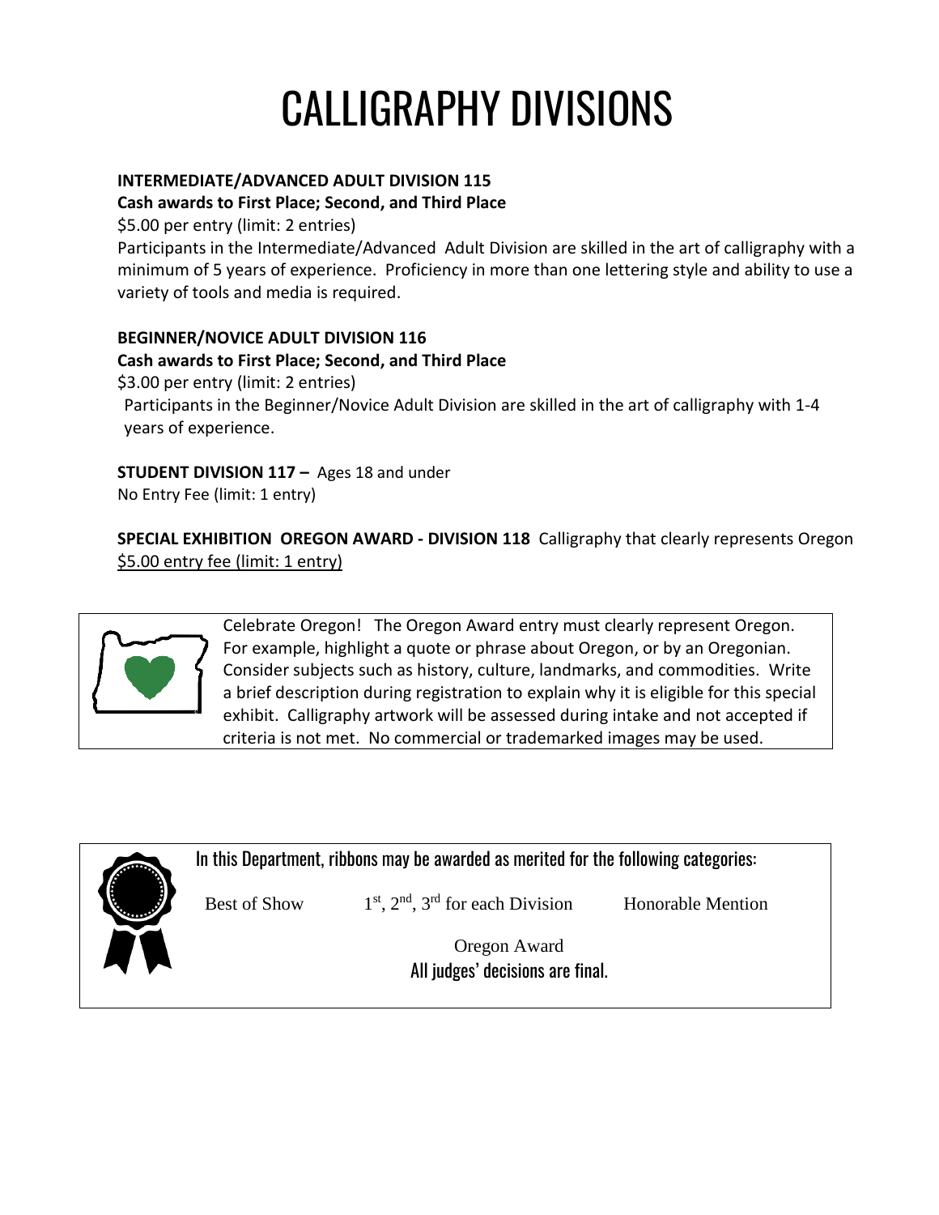# CALLIGRAPHY DIVISIONS

**INTERMEDIATE/ADVANCED ADULT DIVISION 115**
**Cash awards to First Place; Second, and Third Place**
$5.00 per entry (limit: 2 entries)
Participants in the Intermediate/Advanced Adult Division are skilled in the art of calligraphy with a minimum of 5 years of experience. Proficiency in more than one lettering style and ability to use a variety of tools and media is required.

**BEGINNER/NOVICE ADULT DIVISION 116**
**Cash awards to First Place; Second, and Third Place**
$3.00 per entry (limit: 2 entries)
Participants in the Beginner/Novice Adult Division are skilled in the art of calligraphy with 1-4 years of experience.

**STUDENT DIVISION 117 –** Ages 18 and under
No Entry Fee (limit: 1 entry)

**SPECIAL EXHIBITION OREGON AWARD - DIVISION 118** Calligraphy that clearly represents Oregon
$5.00 entry fee (limit: 1 entry)

Celebrate Oregon! The Oregon Award entry must clearly represent Oregon. For example, highlight a quote or phrase about Oregon, or by an Oregonian. Consider subjects such as history, culture, landmarks, and commodities. Write a brief description during registration to explain why it is eligible for this special exhibit. Calligraphy artwork will be assessed during intake and not accepted if criteria is not met. No commercial or trademarked images may be used.

In this Department, ribbons may be awarded as merited for the following categories:

Best of Show — 1st, 2nd, 3rd for each Division — Honorable Mention

Oregon Award

All judges' decisions are final.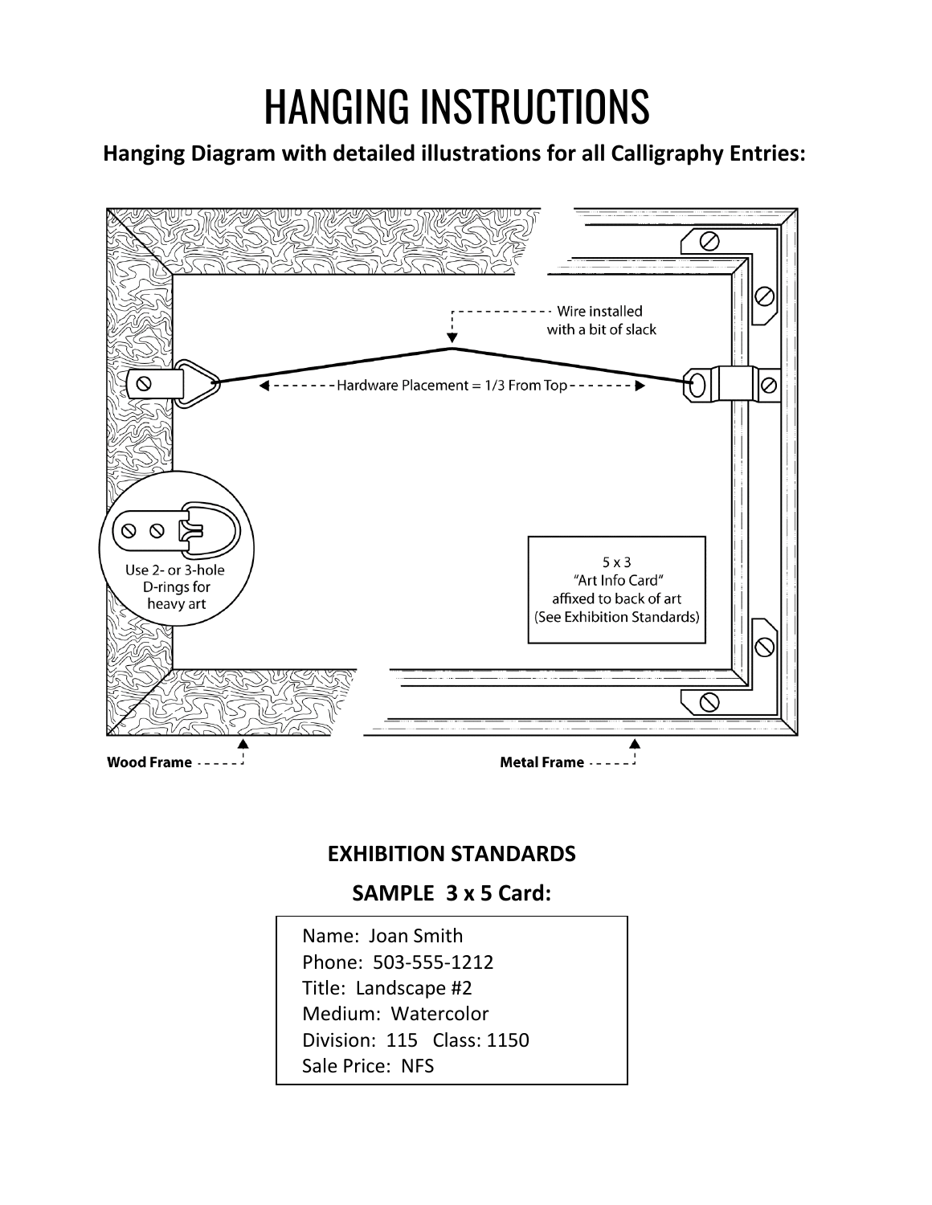# HANGING INSTRUCTIONS

**Hanging Diagram with detailed illustrations for all Calligraphy Entries:**

Wire installed with a bit of slack

Hardware Placement = 1/3 From Top

Use 2- or 3-hole D-rings for heavy art

5 x 3 "Art Info Card" affixed to back of art (See Exhibition Standards)

**Wood Frame**

**Metal Frame**

## EXHIBITION STANDARDS

### SAMPLE 3 x 5 Card:

Name: Joan Smith
Phone: 503-555-1212
Title: Landscape #2
Medium: Watercolor
Division: 115 Class: 1150
Sale Price: NFS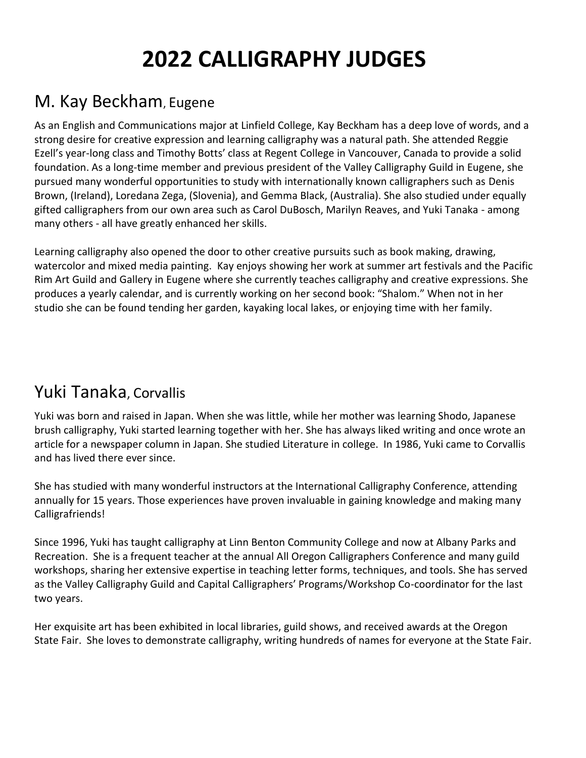# 2022 CALLIGRAPHY JUDGES

## M. Kay Beckham, Eugene

As an English and Communications major at Linfield College, Kay Beckham has a deep love of words, and a strong desire for creative expression and learning calligraphy was a natural path. She attended Reggie Ezell's year-long class and Timothy Botts' class at Regent College in Vancouver, Canada to provide a solid foundation. As a long-time member and previous president of the Valley Calligraphy Guild in Eugene, she pursued many wonderful opportunities to study with internationally known calligraphers such as Denis Brown, (Ireland), Loredana Zega, (Slovenia), and Gemma Black, (Australia). She also studied under equally gifted calligraphers from our own area such as Carol DuBosch, Marilyn Reaves, and Yuki Tanaka - among many others - all have greatly enhanced her skills.

Learning calligraphy also opened the door to other creative pursuits such as book making, drawing, watercolor and mixed media painting. Kay enjoys showing her work at summer art festivals and the Pacific Rim Art Guild and Gallery in Eugene where she currently teaches calligraphy and creative expressions. She produces a yearly calendar, and is currently working on her second book: "Shalom." When not in her studio she can be found tending her garden, kayaking local lakes, or enjoying time with her family.

## Yuki Tanaka, Corvallis

Yuki was born and raised in Japan. When she was little, while her mother was learning Shodo, Japanese brush calligraphy, Yuki started learning together with her. She has always liked writing and once wrote an article for a newspaper column in Japan. She studied Literature in college. In 1986, Yuki came to Corvallis and has lived there ever since.

She has studied with many wonderful instructors at the International Calligraphy Conference, attending annually for 15 years. Those experiences have proven invaluable in gaining knowledge and making many Calligrafriends!

Since 1996, Yuki has taught calligraphy at Linn Benton Community College and now at Albany Parks and Recreation. She is a frequent teacher at the annual All Oregon Calligraphers Conference and many guild workshops, sharing her extensive expertise in teaching letter forms, techniques, and tools. She has served as the Valley Calligraphy Guild and Capital Calligraphers' Programs/Workshop Co-coordinator for the last two years.

Her exquisite art has been exhibited in local libraries, guild shows, and received awards at the Oregon State Fair. She loves to demonstrate calligraphy, writing hundreds of names for everyone at the State Fair.